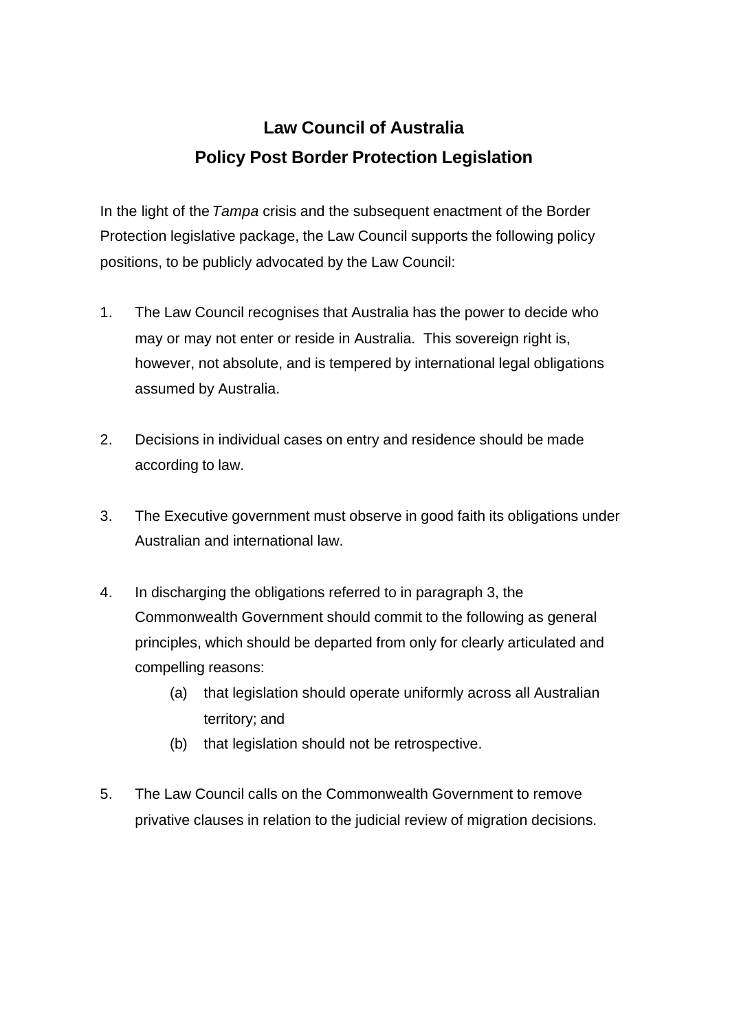# Law Council of Australia
## Policy Post Border Protection Legislation

In the light of the *Tampa* crisis and the subsequent enactment of the Border Protection legislative package, the Law Council supports the following policy positions, to be publicly advocated by the Law Council:

1. The Law Council recognises that Australia has the power to decide who may or may not enter or reside in Australia. This sovereign right is, however, not absolute, and is tempered by international legal obligations assumed by Australia.

2. Decisions in individual cases on entry and residence should be made according to law.

3. The Executive government must observe in good faith its obligations under Australian and international law.

4. In discharging the obligations referred to in paragraph 3, the Commonwealth Government should commit to the following as general principles, which should be departed from only for clearly articulated and compelling reasons:
   - (a) that legislation should operate uniformly across all Australian territory; and
   - (b) that legislation should not be retrospective.

5. The Law Council calls on the Commonwealth Government to remove privative clauses in relation to the judicial review of migration decisions.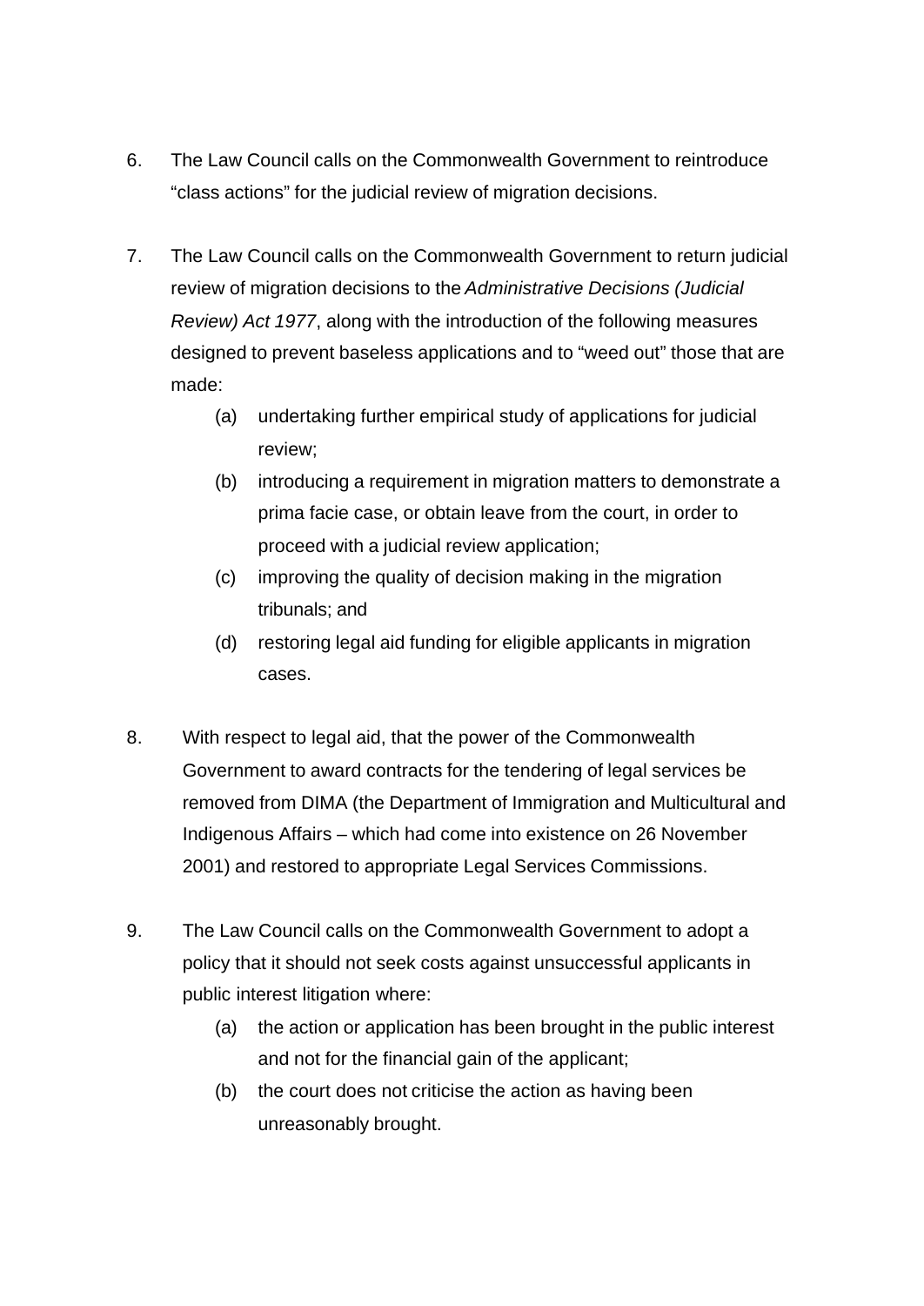6. The Law Council calls on the Commonwealth Government to reintroduce “class actions” for the judicial review of migration decisions.

7. The Law Council calls on the Commonwealth Government to return judicial review of migration decisions to the *Administrative Decisions (Judicial Review) Act 1977*, along with the introduction of the following measures designed to prevent baseless applications and to “weed out” those that are made:
   (a) undertaking further empirical study of applications for judicial review;
   (b) introducing a requirement in migration matters to demonstrate a prima facie case, or obtain leave from the court, in order to proceed with a judicial review application;
   (c) improving the quality of decision making in the migration tribunals; and
   (d) restoring legal aid funding for eligible applicants in migration cases.

8. With respect to legal aid, that the power of the Commonwealth Government to award contracts for the tendering of legal services be removed from DIMA (the Department of Immigration and Multicultural and Indigenous Affairs – which had come into existence on 26 November 2001) and restored to appropriate Legal Services Commissions.

9. The Law Council calls on the Commonwealth Government to adopt a policy that it should not seek costs against unsuccessful applicants in public interest litigation where:
   (a) the action or application has been brought in the public interest and not for the financial gain of the applicant;
   (b) the court does not criticise the action as having been unreasonably brought.